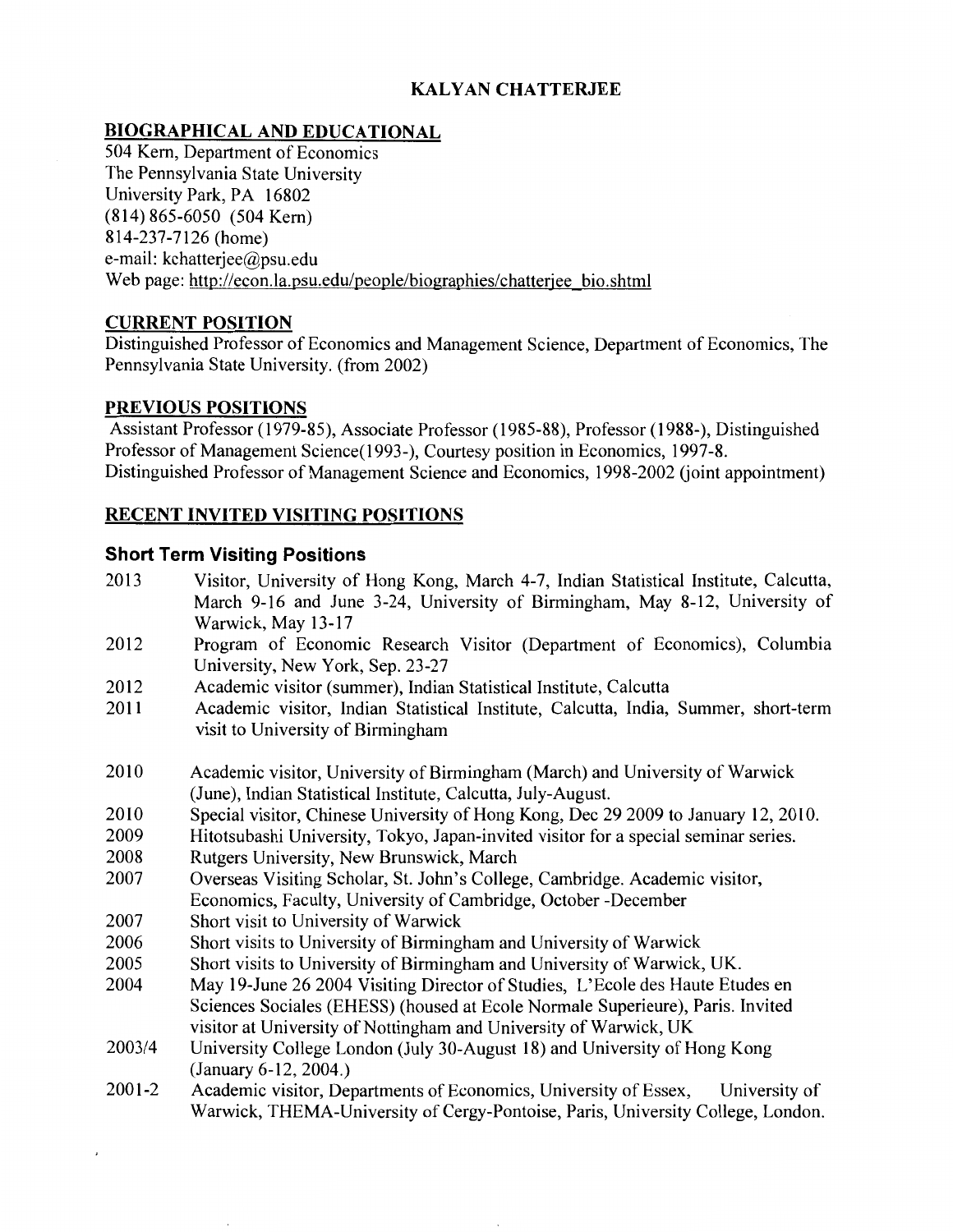# KALYAN CHATTERJEE

## BIOGRAPHICAL AND EDUCATIONAL

504 Kern, Department of Economics
The Pennsylvania State University
University Park, PA 16802
(814) 865-6050 (504 Kern)
814-237-7126 (home)
e-mail: kchatterjee@psu.edu
Web page: http://econ.la.psu.edu/people/biographies/chatterjee_bio.shtml

## CURRENT POSITION

Distinguished Professor of Economics and Management Science, Department of Economics, The Pennsylvania State University. (from 2002)

## PREVIOUS POSITIONS

Assistant Professor (1979-85), Associate Professor (1985-88), Professor (1988-), Distinguished Professor of Management Science(1993-), Courtesy position in Economics, 1997-8.
Distinguished Professor of Management Science and Economics, 1998-2002 (joint appointment)

## RECENT INVITED VISITING POSITIONS

### Short Term Visiting Positions

| | |
|---|---|
| 2013 | Visitor, University of Hong Kong, March 4-7, Indian Statistical Institute, Calcutta, March 9-16 and June 3-24, University of Birmingham, May 8-12, University of Warwick, May 13-17 |
| 2012 | Program of Economic Research Visitor (Department of Economics), Columbia University, New York, Sep. 23-27 |
| 2012 | Academic visitor (summer), Indian Statistical Institute, Calcutta |
| 2011 | Academic visitor, Indian Statistical Institute, Calcutta, India, Summer, short-term visit to University of Birmingham |
| 2010 | Academic visitor, University of Birmingham (March) and University of Warwick (June), Indian Statistical Institute, Calcutta, July-August. |
| 2010 | Special visitor, Chinese University of Hong Kong, Dec 29 2009 to January 12, 2010. |
| 2009 | Hitotsubashi University, Tokyo, Japan-invited visitor for a special seminar series. |
| 2008 | Rutgers University, New Brunswick, March |
| 2007 | Overseas Visiting Scholar, St. John's College, Cambridge. Academic visitor, Economics, Faculty, University of Cambridge, October -December |
| 2007 | Short visit to University of Warwick |
| 2006 | Short visits to University of Birmingham and University of Warwick |
| 2005 | Short visits to University of Birmingham and University of Warwick, UK. |
| 2004 | May 19-June 26 2004 Visiting Director of Studies, L'Ecole des Haute Etudes en Sciences Sociales (EHESS) (housed at Ecole Normale Superieure), Paris. Invited visitor at University of Nottingham and University of Warwick, UK |
| 2003/4 | University College London (July 30-August 18) and University of Hong Kong (January 6-12, 2004.) |
| 2001-2 | Academic visitor, Departments of Economics, University of Essex, University of Warwick, THEMA-University of Cergy-Pontoise, Paris, University College, London. |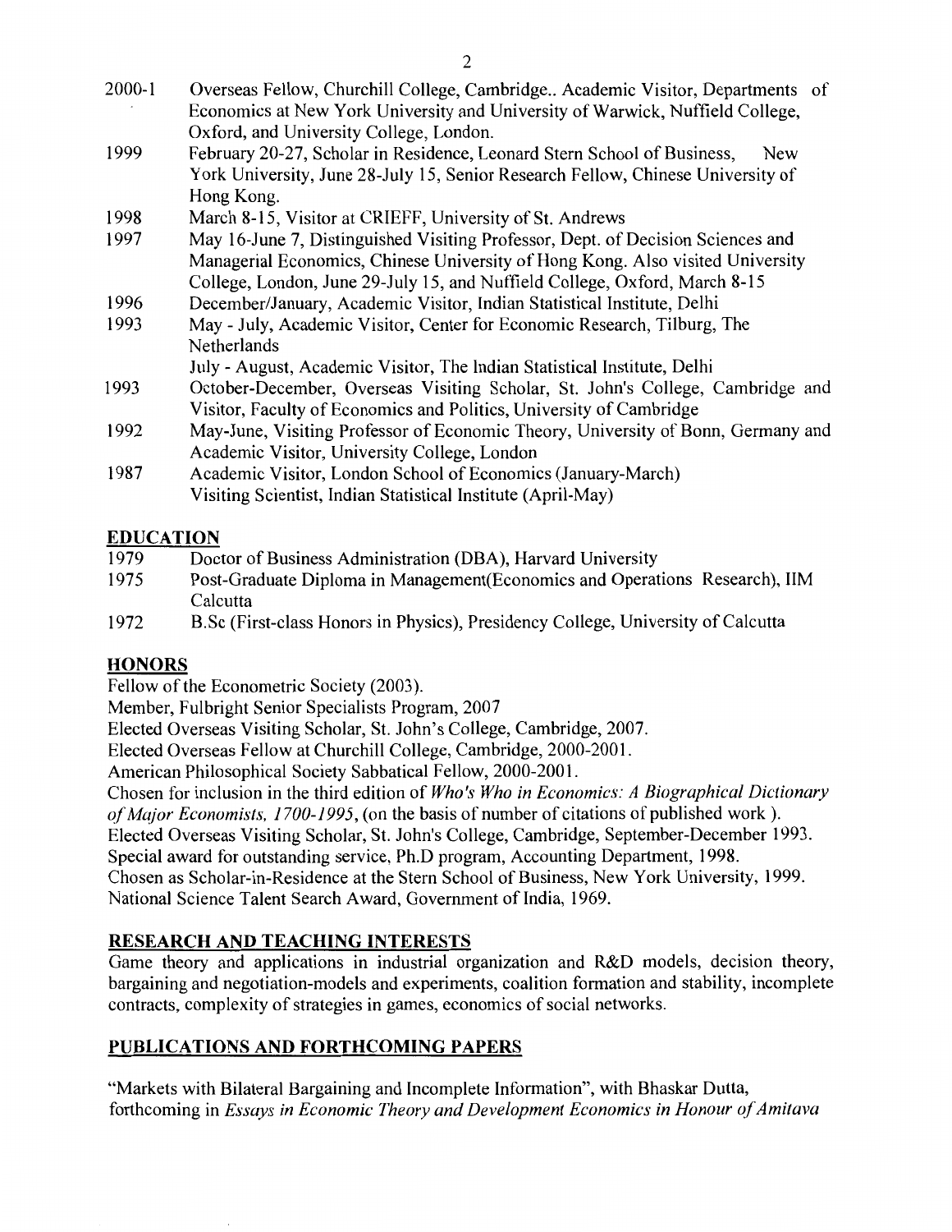2000-1 Overseas Fellow, Churchill College, Cambridge.. Academic Visitor, Departments of Economics at New York University and University of Warwick, Nuffield College, Oxford, and University College, London.

1999 February 20-27, Scholar in Residence, Leonard Stern School of Business, New York University, June 28-July 15, Senior Research Fellow, Chinese University of Hong Kong.

1998 March 8-15, Visitor at CRIEFF, University of St. Andrews

1997 May 16-June 7, Distinguished Visiting Professor, Dept. of Decision Sciences and Managerial Economics, Chinese University of Hong Kong. Also visited University College, London, June 29-July 15, and Nuffield College, Oxford, March 8-15

1996 December/January, Academic Visitor, Indian Statistical Institute, Delhi

1993 May - July, Academic Visitor, Center for Economic Research, Tilburg, The Netherlands

July - August, Academic Visitor, The Indian Statistical Institute, Delhi

1993 October-December, Overseas Visiting Scholar, St. John's College, Cambridge and Visitor, Faculty of Economics and Politics, University of Cambridge

1992 May-June, Visiting Professor of Economic Theory, University of Bonn, Germany and Academic Visitor, University College, London

1987 Academic Visitor, London School of Economics (January-March)

Visiting Scientist, Indian Statistical Institute (April-May)

## EDUCATION

1979 Doctor of Business Administration (DBA), Harvard University

1975 Post-Graduate Diploma in Management(Economics and Operations Research), IIM Calcutta

1972 B.Sc (First-class Honors in Physics), Presidency College, University of Calcutta

## HONORS

Fellow of the Econometric Society (2003).

Member, Fulbright Senior Specialists Program, 2007

Elected Overseas Visiting Scholar, St. John's College, Cambridge, 2007.

Elected Overseas Fellow at Churchill College, Cambridge, 2000-2001.

American Philosophical Society Sabbatical Fellow, 2000-2001.

Chosen for inclusion in the third edition of *Who's Who in Economics: A Biographical Dictionary of Major Economists, 1700-1995*, (on the basis of number of citations of published work ).

Elected Overseas Visiting Scholar, St. John's College, Cambridge, September-December 1993.

Special award for outstanding service, Ph.D program, Accounting Department, 1998.

Chosen as Scholar-in-Residence at the Stern School of Business, New York University, 1999.

National Science Talent Search Award, Government of India, 1969.

## RESEARCH AND TEACHING INTERESTS

Game theory and applications in industrial organization and R&D models, decision theory, bargaining and negotiation-models and experiments, coalition formation and stability, incomplete contracts, complexity of strategies in games, economics of social networks.

## PUBLICATIONS AND FORTHCOMING PAPERS

"Markets with Bilateral Bargaining and Incomplete Information", with Bhaskar Dutta, forthcoming in *Essays in Economic Theory and Development Economics in Honour of Amitava*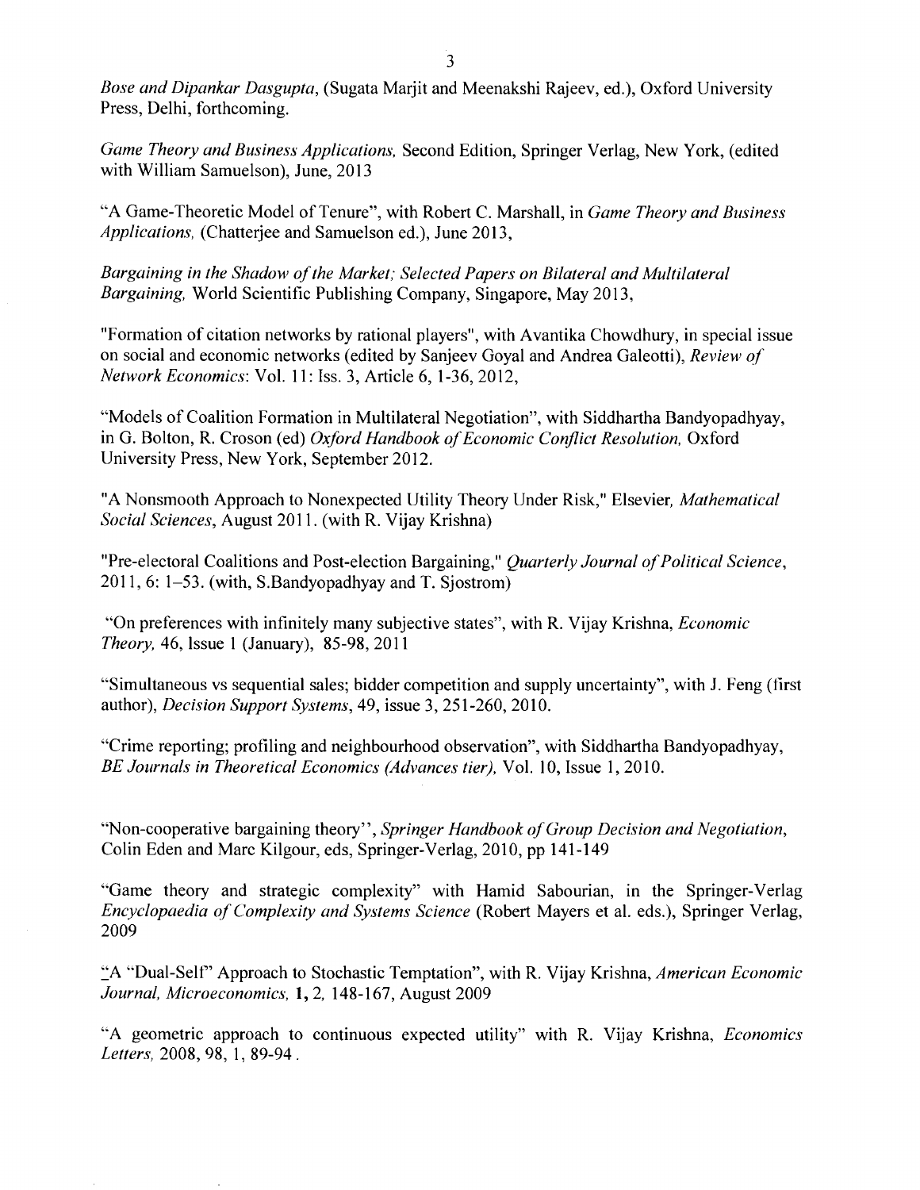*Bose and Dipankar Dasgupta*, (Sugata Marjit and Meenakshi Rajeev, ed.), Oxford University Press, Delhi, forthcoming.

*Game Theory and Business Applications*, Second Edition, Springer Verlag, New York, (edited with William Samuelson), June, 2013

"A Game-Theoretic Model of Tenure", with Robert C. Marshall, in *Game Theory and Business Applications*, (Chatterjee and Samuelson ed.), June 2013,

*Bargaining in the Shadow of the Market; Selected Papers on Bilateral and Multilateral Bargaining*, World Scientific Publishing Company, Singapore, May 2013,

"Formation of citation networks by rational players", with Avantika Chowdhury, in special issue on social and economic networks (edited by Sanjeev Goyal and Andrea Galeotti), *Review of Network Economics*: Vol. 11: Iss. 3, Article 6, 1-36, 2012,

"Models of Coalition Formation in Multilateral Negotiation", with Siddhartha Bandyopadhyay, in G. Bolton, R. Croson (ed) *Oxford Handbook of Economic Conflict Resolution*, Oxford University Press, New York, September 2012.

"A Nonsmooth Approach to Nonexpected Utility Theory Under Risk," Elsevier, *Mathematical Social Sciences*, August 2011. (with R. Vijay Krishna)

"Pre-electoral Coalitions and Post-election Bargaining," *Quarterly Journal of Political Science*, 2011, 6: 1–53. (with, S.Bandyopadhyay and T. Sjostrom)

"On preferences with infinitely many subjective states", with R. Vijay Krishna, *Economic Theory*, 46, Issue 1 (January), 85-98, 2011

"Simultaneous vs sequential sales; bidder competition and supply uncertainty", with J. Feng (first author), *Decision Support Systems*, 49, issue 3, 251-260, 2010.

"Crime reporting; profiling and neighbourhood observation", with Siddhartha Bandyopadhyay, *BE Journals in Theoretical Economics (Advances tier)*, Vol. 10, Issue 1, 2010.

"Non-cooperative bargaining theory", *Springer Handbook of Group Decision and Negotiation*, Colin Eden and Marc Kilgour, eds, Springer-Verlag, 2010, pp 141-149

"Game theory and strategic complexity" with Hamid Sabourian, in the Springer-Verlag *Encyclopaedia of Complexity and Systems Science* (Robert Mayers et al. eds.), Springer Verlag, 2009

"A "Dual-Self" Approach to Stochastic Temptation", with R. Vijay Krishna, *American Economic Journal, Microeconomics*, **1**, 2, 148-167, August 2009

"A geometric approach to continuous expected utility" with R. Vijay Krishna, *Economics Letters*, 2008, 98, 1, 89-94.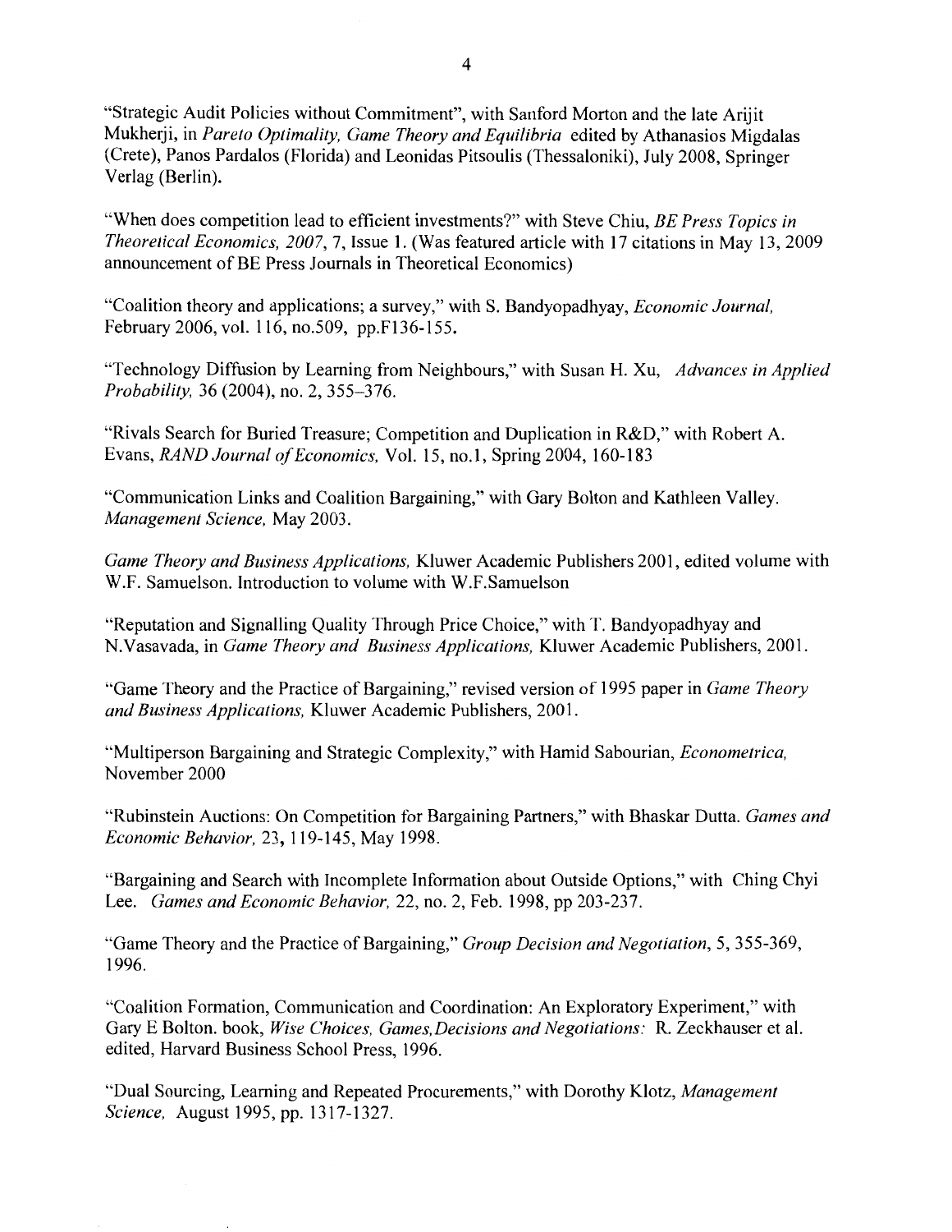"Strategic Audit Policies without Commitment", with Sanford Morton and the late Arijit Mukherji, in *Pareto Optimality, Game Theory and Equilibria* edited by Athanasios Migdalas (Crete), Panos Pardalos (Florida) and Leonidas Pitsoulis (Thessaloniki), July 2008, Springer Verlag (Berlin).

"When does competition lead to efficient investments?" with Steve Chiu, *BE Press Topics in Theoretical Economics, 2007*, 7, Issue 1. (Was featured article with 17 citations in May 13, 2009 announcement of BE Press Journals in Theoretical Economics)

"Coalition theory and applications; a survey," with S. Bandyopadhyay, *Economic Journal*, February 2006, vol. 116, no.509, pp.F136-155.

"Technology Diffusion by Learning from Neighbours," with Susan H. Xu, *Advances in Applied Probability*, 36 (2004), no. 2, 355–376.

"Rivals Search for Buried Treasure; Competition and Duplication in R&D," with Robert A. Evans, *RAND Journal of Economics*, Vol. 15, no.1, Spring 2004, 160-183

"Communication Links and Coalition Bargaining," with Gary Bolton and Kathleen Valley. *Management Science*, May 2003.

*Game Theory and Business Applications*, Kluwer Academic Publishers 2001, edited volume with W.F. Samuelson. Introduction to volume with W.F.Samuelson

"Reputation and Signalling Quality Through Price Choice," with T. Bandyopadhyay and N.Vasavada, in *Game Theory and Business Applications*, Kluwer Academic Publishers, 2001.

"Game Theory and the Practice of Bargaining," revised version of 1995 paper in *Game Theory and Business Applications*, Kluwer Academic Publishers, 2001.

"Multiperson Bargaining and Strategic Complexity," with Hamid Sabourian, *Econometrica*, November 2000

"Rubinstein Auctions: On Competition for Bargaining Partners," with Bhaskar Dutta. *Games and Economic Behavior*, 23, 119-145, May 1998.

"Bargaining and Search with Incomplete Information about Outside Options," with Ching Chyi Lee. *Games and Economic Behavior*, 22, no. 2, Feb. 1998, pp 203-237.

"Game Theory and the Practice of Bargaining," *Group Decision and Negotiation*, 5, 355-369, 1996.

"Coalition Formation, Communication and Coordination: An Exploratory Experiment," with Gary E Bolton. book, *Wise Choices, Games,Decisions and Negotiations:* R. Zeckhauser et al. edited, Harvard Business School Press, 1996.

"Dual Sourcing, Learning and Repeated Procurements," with Dorothy Klotz, *Management Science*, August 1995, pp. 1317-1327.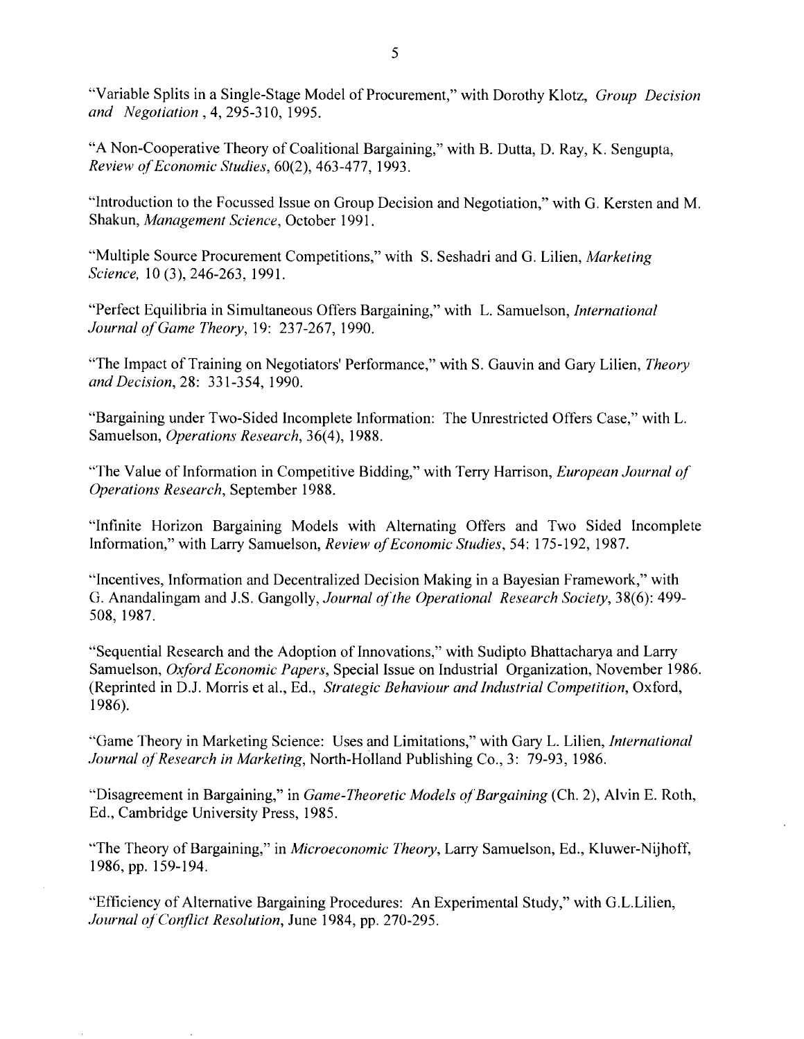"Variable Splits in a Single-Stage Model of Procurement," with Dorothy Klotz, *Group Decision and Negotiation* , 4, 295-310, 1995.

"A Non-Cooperative Theory of Coalitional Bargaining," with B. Dutta, D. Ray, K. Sengupta, *Review of Economic Studies*, 60(2), 463-477, 1993.

"Introduction to the Focussed Issue on Group Decision and Negotiation," with G. Kersten and M. Shakun, *Management Science*, October 1991.

"Multiple Source Procurement Competitions," with S. Seshadri and G. Lilien, *Marketing Science,* 10 (3), 246-263, 1991.

"Perfect Equilibria in Simultaneous Offers Bargaining," with L. Samuelson, *International Journal of Game Theory*, 19: 237-267, 1990.

"The Impact of Training on Negotiators' Performance," with S. Gauvin and Gary Lilien, *Theory and Decision*, 28: 331-354, 1990.

"Bargaining under Two-Sided Incomplete Information: The Unrestricted Offers Case," with L. Samuelson, *Operations Research*, 36(4), 1988.

"The Value of Information in Competitive Bidding," with Terry Harrison, *European Journal of Operations Research*, September 1988.

"Infinite Horizon Bargaining Models with Alternating Offers and Two Sided Incomplete Information," with Larry Samuelson, *Review of Economic Studies*, 54: 175-192, 1987.

"Incentives, Information and Decentralized Decision Making in a Bayesian Framework," with G. Anandalingam and J.S. Gangolly, *Journal of the Operational Research Society*, 38(6): 499-508, 1987.

"Sequential Research and the Adoption of Innovations," with Sudipto Bhattacharya and Larry Samuelson, *Oxford Economic Papers*, Special Issue on Industrial Organization, November 1986. (Reprinted in D.J. Morris et al., Ed., *Strategic Behaviour and Industrial Competition*, Oxford, 1986).

"Game Theory in Marketing Science: Uses and Limitations," with Gary L. Lilien, *International Journal of Research in Marketing*, North-Holland Publishing Co., 3: 79-93, 1986.

"Disagreement in Bargaining," in *Game-Theoretic Models of Bargaining* (Ch. 2), Alvin E. Roth, Ed., Cambridge University Press, 1985.

"The Theory of Bargaining," in *Microeconomic Theory*, Larry Samuelson, Ed., Kluwer-Nijhoff, 1986, pp. 159-194.

"Efficiency of Alternative Bargaining Procedures: An Experimental Study," with G.L.Lilien, *Journal of Conflict Resolution*, June 1984, pp. 270-295.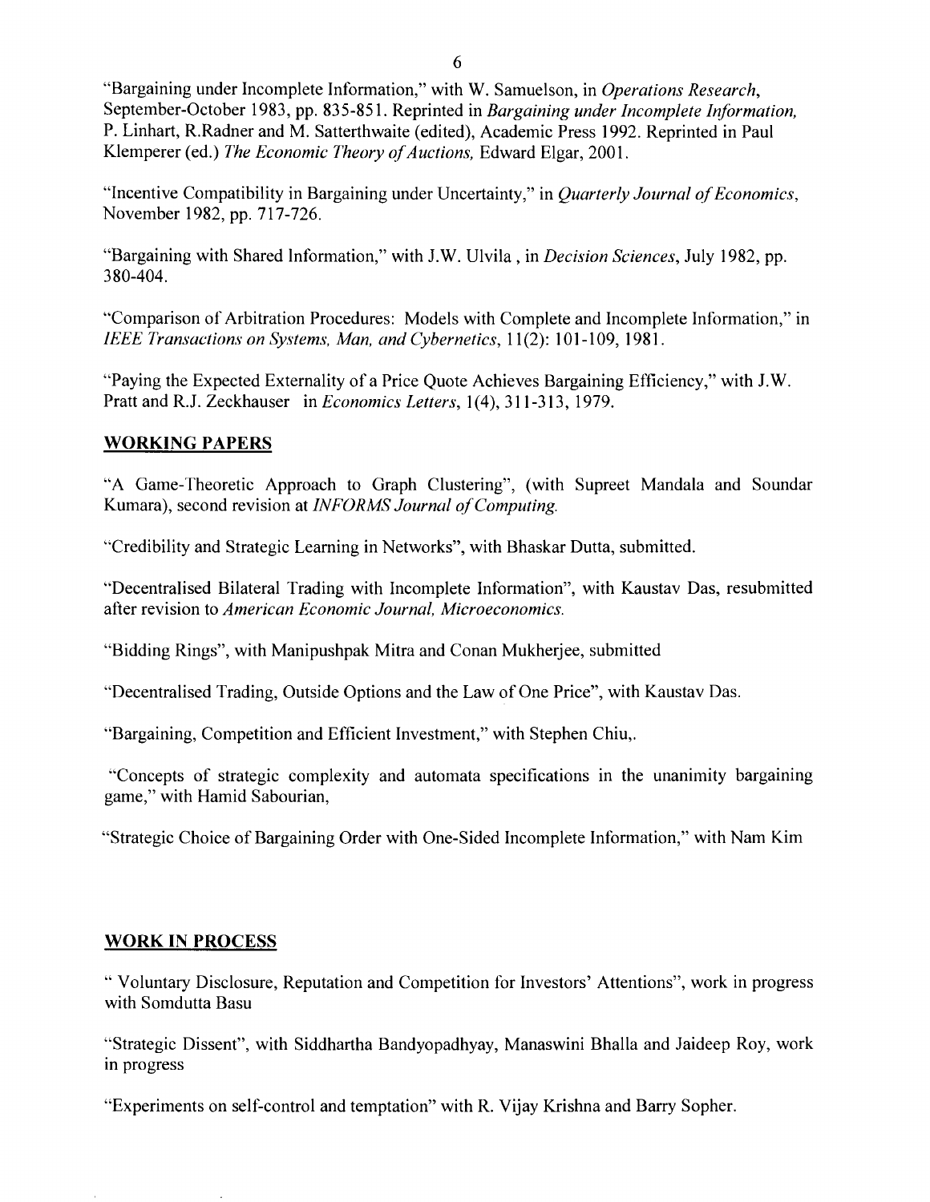"Bargaining under Incomplete Information," with W. Samuelson, in *Operations Research*, September-October 1983, pp. 835-851. Reprinted in *Bargaining under Incomplete Information,* P. Linhart, R.Radner and M. Satterthwaite (edited), Academic Press 1992. Reprinted in Paul Klemperer (ed.) *The Economic Theory of Auctions,* Edward Elgar, 2001.

"Incentive Compatibility in Bargaining under Uncertainty," in *Quarterly Journal of Economics*, November 1982, pp. 717-726.

"Bargaining with Shared Information," with J.W. Ulvila , in *Decision Sciences*, July 1982, pp. 380-404.

"Comparison of Arbitration Procedures: Models with Complete and Incomplete Information," in *IEEE Transactions on Systems, Man, and Cybernetics*, 11(2): 101-109, 1981.

"Paying the Expected Externality of a Price Quote Achieves Bargaining Efficiency," with J.W. Pratt and R.J. Zeckhauser in *Economics Letters*, 1(4), 311-313, 1979.

## WORKING PAPERS

"A Game-Theoretic Approach to Graph Clustering", (with Supreet Mandala and Soundar Kumara), second revision at *INFORMS Journal of Computing.*

"Credibility and Strategic Learning in Networks", with Bhaskar Dutta, submitted.

"Decentralised Bilateral Trading with Incomplete Information", with Kaustav Das, resubmitted after revision to *American Economic Journal, Microeconomics.*

"Bidding Rings", with Manipushpak Mitra and Conan Mukherjee, submitted

"Decentralised Trading, Outside Options and the Law of One Price", with Kaustav Das.

"Bargaining, Competition and Efficient Investment," with Stephen Chiu,.

"Concepts of strategic complexity and automata specifications in the unanimity bargaining game," with Hamid Sabourian,

"Strategic Choice of Bargaining Order with One-Sided Incomplete Information," with Nam Kim

## WORK IN PROCESS

" Voluntary Disclosure, Reputation and Competition for Investors' Attentions", work in progress with Somdutta Basu

"Strategic Dissent", with Siddhartha Bandyopadhyay, Manaswini Bhalla and Jaideep Roy, work in progress

"Experiments on self-control and temptation" with R. Vijay Krishna and Barry Sopher.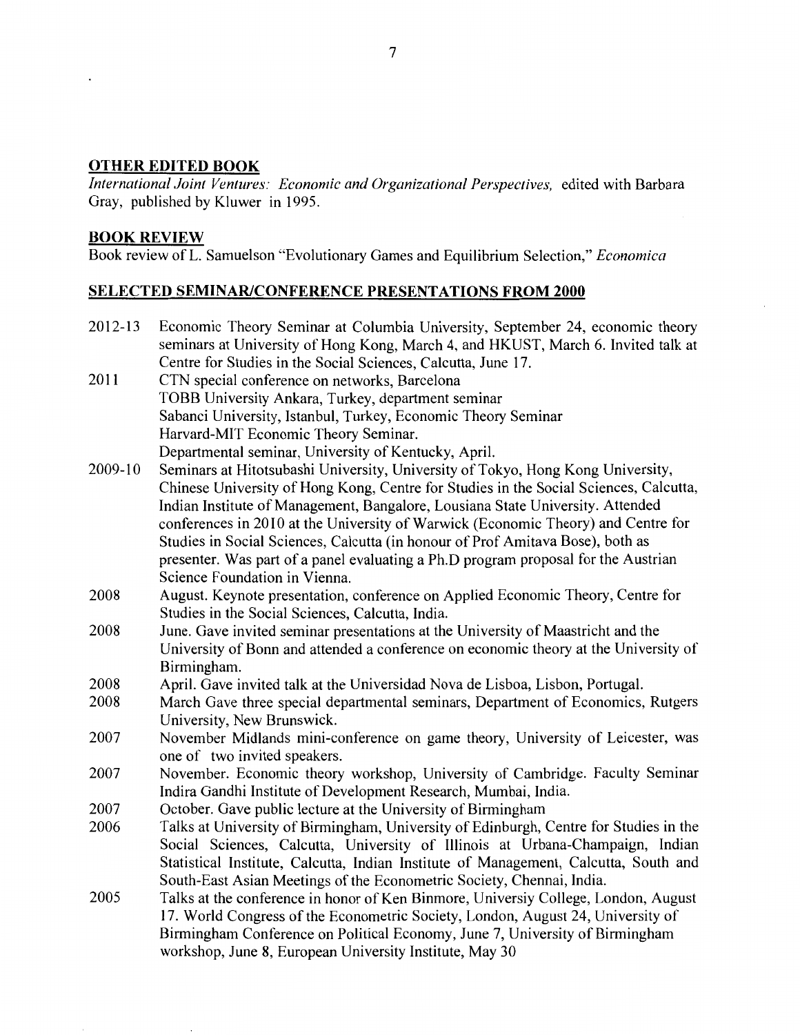## OTHER EDITED BOOK

*International Joint Ventures: Economic and Organizational Perspectives,* edited with Barbara Gray, published by Kluwer in 1995.

## BOOK REVIEW

Book review of L. Samuelson "Evolutionary Games and Equilibrium Selection," *Economica*

## SELECTED SEMINAR/CONFERENCE PRESENTATIONS FROM 2000

| | |
|---|---|
| 2012-13 | Economic Theory Seminar at Columbia University, September 24, economic theory seminars at University of Hong Kong, March 4, and HKUST, March 6. Invited talk at Centre for Studies in the Social Sciences, Calcutta, June 17. |
| 2011 | CTN special conference on networks, Barcelona<br>TOBB University Ankara, Turkey, department seminar<br>Sabanci University, Istanbul, Turkey, Economic Theory Seminar<br>Harvard-MIT Economic Theory Seminar.<br>Departmental seminar, University of Kentucky, April. |
| 2009-10 | Seminars at Hitotsubashi University, University of Tokyo, Hong Kong University, Chinese University of Hong Kong, Centre for Studies in the Social Sciences, Calcutta, Indian Institute of Management, Bangalore, Lousiana State University. Attended conferences in 2010 at the University of Warwick (Economic Theory) and Centre for Studies in Social Sciences, Calcutta (in honour of Prof Amitava Bose), both as presenter. Was part of a panel evaluating a Ph.D program proposal for the Austrian Science Foundation in Vienna. |
| 2008 | August. Keynote presentation, conference on Applied Economic Theory, Centre for Studies in the Social Sciences, Calcutta, India. |
| 2008 | June. Gave invited seminar presentations at the University of Maastricht and the University of Bonn and attended a conference on economic theory at the University of Birmingham. |
| 2008 | April. Gave invited talk at the Universidad Nova de Lisboa, Lisbon, Portugal. |
| 2008 | March Gave three special departmental seminars, Department of Economics, Rutgers University, New Brunswick. |
| 2007 | November Midlands mini-conference on game theory, University of Leicester, was one of two invited speakers. |
| 2007 | November. Economic theory workshop, University of Cambridge. Faculty Seminar Indira Gandhi Institute of Development Research, Mumbai, India. |
| 2007 | October. Gave public lecture at the University of Birmingham |
| 2006 | Talks at University of Birmingham, University of Edinburgh, Centre for Studies in the Social Sciences, Calcutta, University of Illinois at Urbana-Champaign, Indian Statistical Institute, Calcutta, Indian Institute of Management, Calcutta, South and South-East Asian Meetings of the Econometric Society, Chennai, India. |
| 2005 | Talks at the conference in honor of Ken Binmore, Universiy College, London, August 17. World Congress of the Econometric Society, London, August 24, University of Birmingham Conference on Political Economy, June 7, University of Birmingham workshop, June 8, European University Institute, May 30 |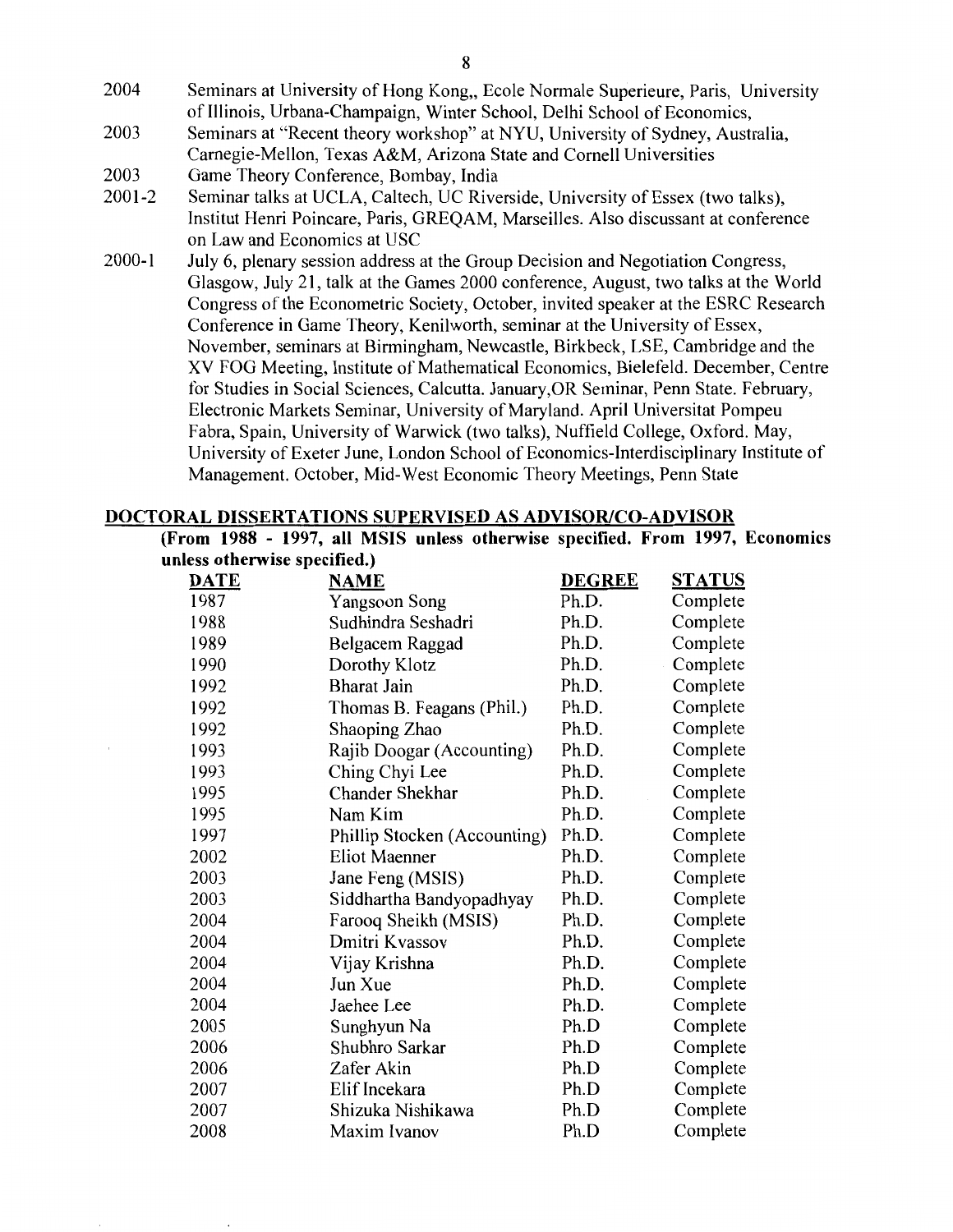2004 Seminars at University of Hong Kong,, Ecole Normale Superieure, Paris, University of Illinois, Urbana-Champaign, Winter School, Delhi School of Economics,

2003 Seminars at "Recent theory workshop" at NYU, University of Sydney, Australia, Carnegie-Mellon, Texas A&M, Arizona State and Cornell Universities

2003 Game Theory Conference, Bombay, India

2001-2 Seminar talks at UCLA, Caltech, UC Riverside, University of Essex (two talks), Institut Henri Poincare, Paris, GREQAM, Marseilles. Also discussant at conference on Law and Economics at USC

2000-1 July 6, plenary session address at the Group Decision and Negotiation Congress, Glasgow, July 21, talk at the Games 2000 conference, August, two talks at the World Congress of the Econometric Society, October, invited speaker at the ESRC Research Conference in Game Theory, Kenilworth, seminar at the University of Essex, November, seminars at Birmingham, Newcastle, Birkbeck, LSE, Cambridge and the XV FOG Meeting, Institute of Mathematical Economics, Bielefeld. December, Centre for Studies in Social Sciences, Calcutta. January,OR Seminar, Penn State. February, Electronic Markets Seminar, University of Maryland. April Universitat Pompeu Fabra, Spain, University of Warwick (two talks), Nuffield College, Oxford. May, University of Exeter June, London School of Economics-Interdisciplinary Institute of Management. October, Mid-West Economic Theory Meetings, Penn State

## DOCTORAL DISSERTATIONS SUPERVISED AS ADVISOR/CO-ADVISOR

**(From 1988 - 1997, all MSIS unless otherwise specified. From 1997, Economics unless otherwise specified.)**

| DATE | NAME | DEGREE | STATUS |
|---|---|---|---|
| 1987 | Yangsoon Song | Ph.D. | Complete |
| 1988 | Sudhindra Seshadri | Ph.D. | Complete |
| 1989 | Belgacem Raggad | Ph.D. | Complete |
| 1990 | Dorothy Klotz | Ph.D. | Complete |
| 1992 | Bharat Jain | Ph.D. | Complete |
| 1992 | Thomas B. Feagans (Phil.) | Ph.D. | Complete |
| 1992 | Shaoping Zhao | Ph.D. | Complete |
| 1993 | Rajib Doogar (Accounting) | Ph.D. | Complete |
| 1993 | Ching Chyi Lee | Ph.D. | Complete |
| 1995 | Chander Shekhar | Ph.D. | Complete |
| 1995 | Nam Kim | Ph.D. | Complete |
| 1997 | Phillip Stocken (Accounting) | Ph.D. | Complete |
| 2002 | Eliot Maenner | Ph.D. | Complete |
| 2003 | Jane Feng (MSIS) | Ph.D. | Complete |
| 2003 | Siddhartha Bandyopadhyay | Ph.D. | Complete |
| 2004 | Farooq Sheikh (MSIS) | Ph.D. | Complete |
| 2004 | Dmitri Kvassov | Ph.D. | Complete |
| 2004 | Vijay Krishna | Ph.D. | Complete |
| 2004 | Jun Xue | Ph.D. | Complete |
| 2004 | Jaehee Lee | Ph.D. | Complete |
| 2005 | Sunghyun Na | Ph.D | Complete |
| 2006 | Shubhro Sarkar | Ph.D | Complete |
| 2006 | Zafer Akin | Ph.D | Complete |
| 2007 | Elif Incekara | Ph.D | Complete |
| 2007 | Shizuka Nishikawa | Ph.D | Complete |
| 2008 | Maxim Ivanov | Ph.D | Complete |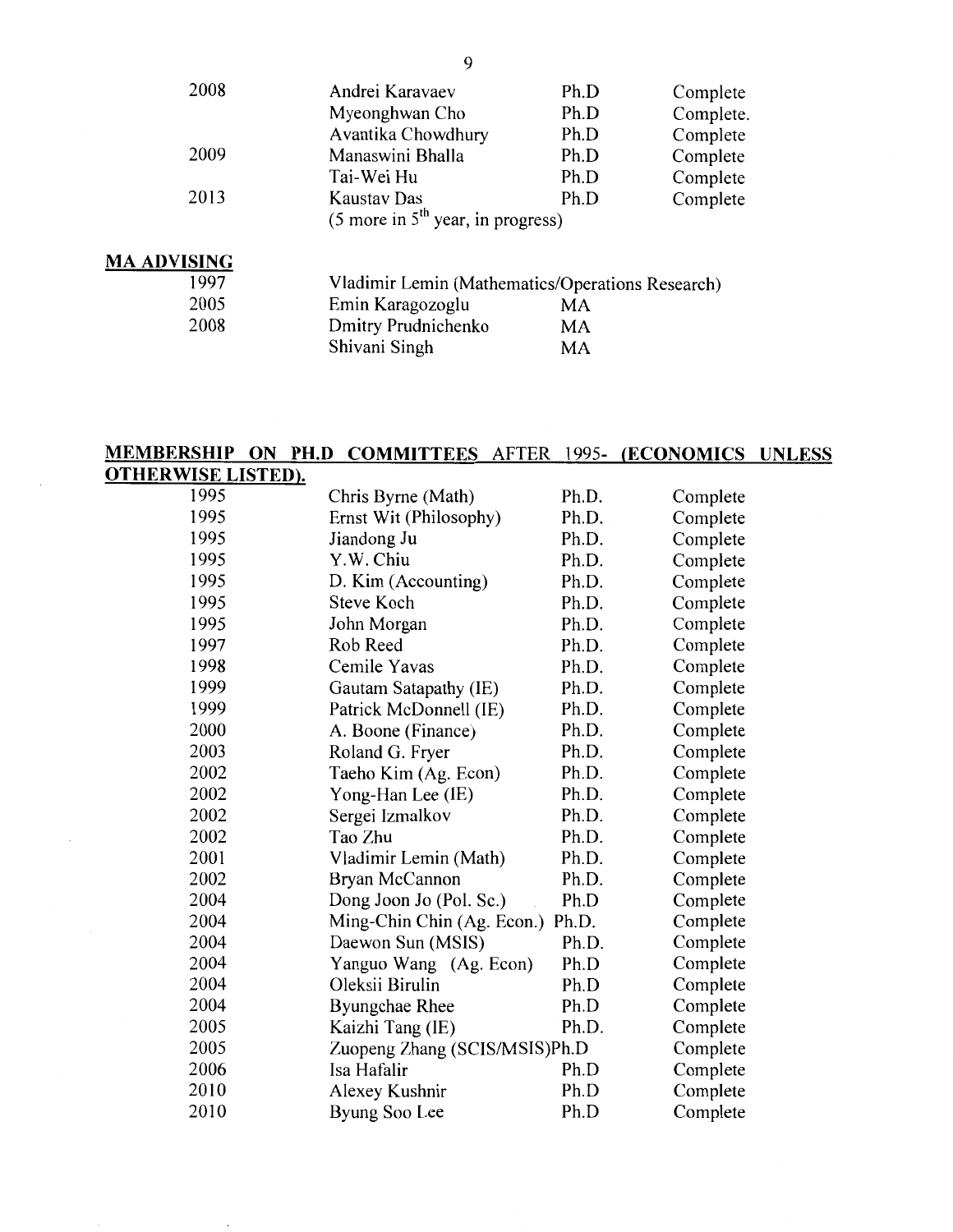| | | | |
|---|---|---|---|
| 2008 | Andrei Karavaev | Ph.D | Complete |
| | Myeonghwan Cho | Ph.D | Complete. |
| | Avantika Chowdhury | Ph.D | Complete |
| 2009 | Manaswini Bhalla | Ph.D | Complete |
| | Tai-Wei Hu | Ph.D | Complete |
| 2013 | Kaustav Das | Ph.D | Complete |
| | (5 more in 5[th] year, in progress) | | |

**MA ADVISING**

| | | |
|---|---|---|
| 1997 | Vladimir Lemin (Mathematics/Operations Research) | |
| 2005 | Emin Karagozoglu | MA |
| 2008 | Dmitry Prudnichenko | MA |
| | Shivani Singh | MA |

**MEMBERSHIP ON PH.D COMMITTEES** AFTER 1995- **(ECONOMICS UNLESS OTHERWISE LISTED).**

| | | | |
|---|---|---|---|
| 1995 | Chris Byrne (Math) | Ph.D. | Complete |
| 1995 | Ernst Wit (Philosophy) | Ph.D. | Complete |
| 1995 | Jiandong Ju | Ph.D. | Complete |
| 1995 | Y.W. Chiu | Ph.D. | Complete |
| 1995 | D. Kim (Accounting) | Ph.D. | Complete |
| 1995 | Steve Koch | Ph.D. | Complete |
| 1995 | John Morgan | Ph.D. | Complete |
| 1997 | Rob Reed | Ph.D. | Complete |
| 1998 | Cemile Yavas | Ph.D. | Complete |
| 1999 | Gautam Satapathy (IE) | Ph.D. | Complete |
| 1999 | Patrick McDonnell (IE) | Ph.D. | Complete |
| 2000 | A. Boone (Finance) | Ph.D. | Complete |
| 2003 | Roland G. Fryer | Ph.D. | Complete |
| 2002 | Taeho Kim (Ag. Econ) | Ph.D. | Complete |
| 2002 | Yong-Han Lee (IE) | Ph.D. | Complete |
| 2002 | Sergei Izmalkov | Ph.D. | Complete |
| 2002 | Tao Zhu | Ph.D. | Complete |
| 2001 | Vladimir Lemin (Math) | Ph.D. | Complete |
| 2002 | Bryan McCannon | Ph.D. | Complete |
| 2004 | Dong Joon Jo (Pol. Sc.) | Ph.D | Complete |
| 2004 | Ming-Chin Chin (Ag. Econ.) | Ph.D. | Complete |
| 2004 | Daewon Sun (MSIS) | Ph.D. | Complete |
| 2004 | Yanguo Wang (Ag. Econ) | Ph.D | Complete |
| 2004 | Oleksii Birulin | Ph.D | Complete |
| 2004 | Byungchae Rhee | Ph.D | Complete |
| 2005 | Kaizhi Tang (IE) | Ph.D. | Complete |
| 2005 | Zuopeng Zhang (SCIS/MSIS) | Ph.D | Complete |
| 2006 | Isa Hafalir | Ph.D | Complete |
| 2010 | Alexey Kushnir | Ph.D | Complete |
| 2010 | Byung Soo Lee | Ph.D | Complete |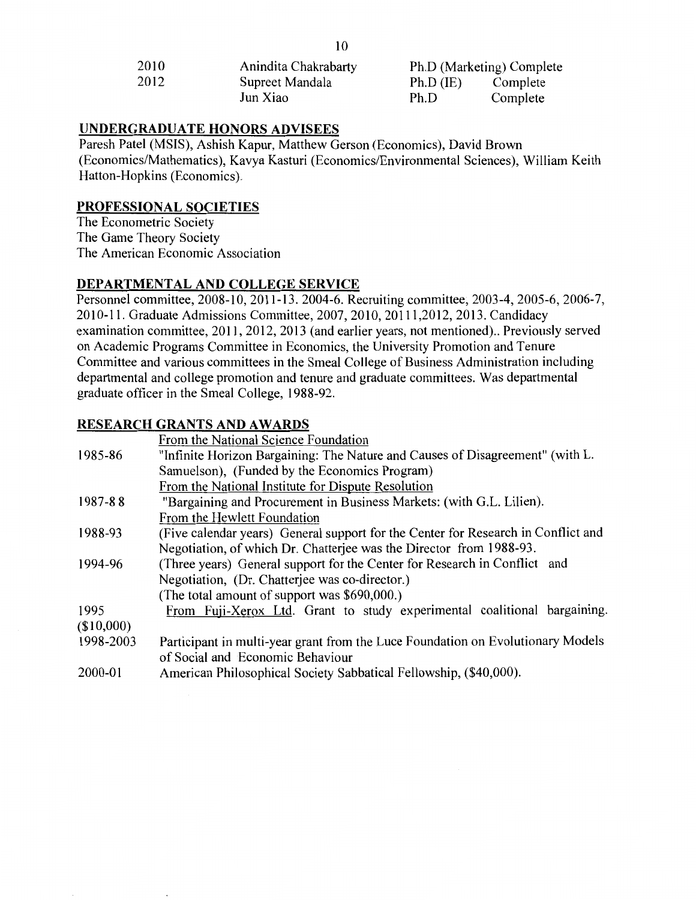| | | | |
|---|---|---|---|
| 2010 | Anindita Chakrabarty | Ph.D (Marketing) | Complete |
| 2012 | Supreet Mandala | Ph.D (IE) | Complete |
| | Jun Xiao | Ph.D | Complete |

## UNDERGRADUATE HONORS ADVISEES

Paresh Patel (MSIS), Ashish Kapur, Matthew Gerson (Economics), David Brown (Economics/Mathematics), Kavya Kasturi (Economics/Environmental Sciences), William Keith Hatton-Hopkins (Economics).

## PROFESSIONAL SOCIETIES

The Econometric Society
The Game Theory Society
The American Economic Association

## DEPARTMENTAL AND COLLEGE SERVICE

Personnel committee, 2008-10, 2011-13. 2004-6. Recruiting committee, 2003-4, 2005-6, 2006-7, 2010-11. Graduate Admissions Committee, 2007, 2010, 20111,2012, 2013. Candidacy examination committee, 2011, 2012, 2013 (and earlier years, not mentioned).. Previously served on Academic Programs Committee in Economics, the University Promotion and Tenure Committee and various committees in the Smeal College of Business Administration including departmental and college promotion and tenure and graduate committees. Was departmental graduate officer in the Smeal College, 1988-92.

## RESEARCH GRANTS AND AWARDS

| | |
|---|---|
| | From the National Science Foundation |
| 1985-86 | "Infinite Horizon Bargaining: The Nature and Causes of Disagreement" (with L. Samuelson), (Funded by the Economics Program) |
| | From the National Institute for Dispute Resolution |
| 1987-88 | "Bargaining and Procurement in Business Markets: (with G.L. Lilien). |
| | From the Hewlett Foundation |
| 1988-93 | (Five calendar years) General support for the Center for Research in Conflict and Negotiation, of which Dr. Chatterjee was the Director from 1988-93. |
| 1994-96 | (Three years) General support for the Center for Research in Conflict and Negotiation, (Dr. Chatterjee was co-director.) (The total amount of support was $690,000.) |
| 1995 ($10,000) | From Fuji-Xerox Ltd. Grant to study experimental coalitional bargaining. |
| 1998-2003 | Participant in multi-year grant from the Luce Foundation on Evolutionary Models of Social and Economic Behaviour |
| 2000-01 | American Philosophical Society Sabbatical Fellowship, ($40,000). |